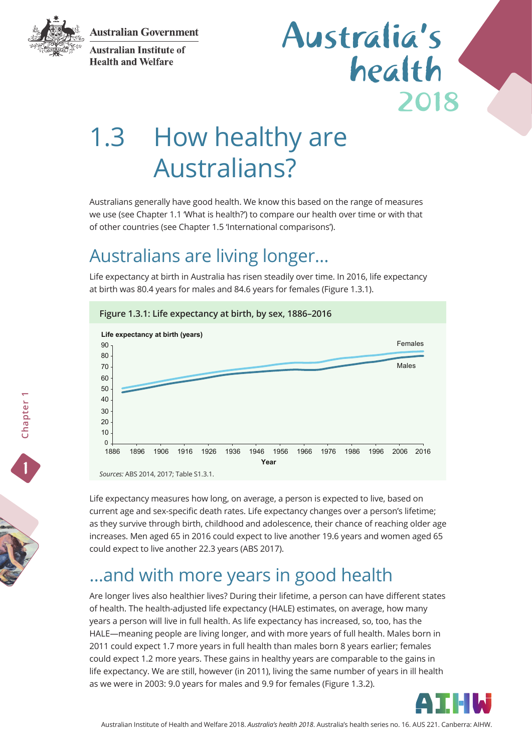# 1.3 How healthy are Australians?

Australians generally have good health. We know this based on the range of measures we use (see Chapter 1.1 'What is health?') to compare our health over time or with that of other countries (see Chapter 1.5 'International comparisons').

## Australians are living longer...

Life expectancy at birth in Australia has risen steadily over time. In 2016, life expectancy at birth was 80.4 years for males and 84.6 years for females (Figure 1.3.1).

**Figure 1.3.1: Life expectancy at birth, by sex, 1886–2016**

*Sources:* ABS 2014, 2017; Table S1.3.1.

Life expectancy measures how long, on average, a person is expected to live, based on current age and sex-specific death rates. Life expectancy changes over a person's lifetime; as they survive through birth, childhood and adolescence, their chance of reaching older age increases. Men aged 65 in 2016 could expect to live another 19.6 years and women aged 65 could expect to live another 22.3 years (ABS 2017).

## ...and with more years in good health

Are longer lives also healthier lives? During their lifetime, a person can have different states of health. The health-adjusted life expectancy (HALE) estimates, on average, how many years a person will live in full health. As life expectancy has increased, so, too, has the HALE—meaning people are living longer, and with more years of full health. Males born in 2011 could expect 1.7 more years in full health than males born 8 years earlier; females could expect 1.2 more years. These gains in healthy years are comparable to the gains in life expectancy. We are still, however (in 2011), living the same number of years in ill health as we were in 2003: 9.0 years for males and 9.9 for females (Figure 1.3.2).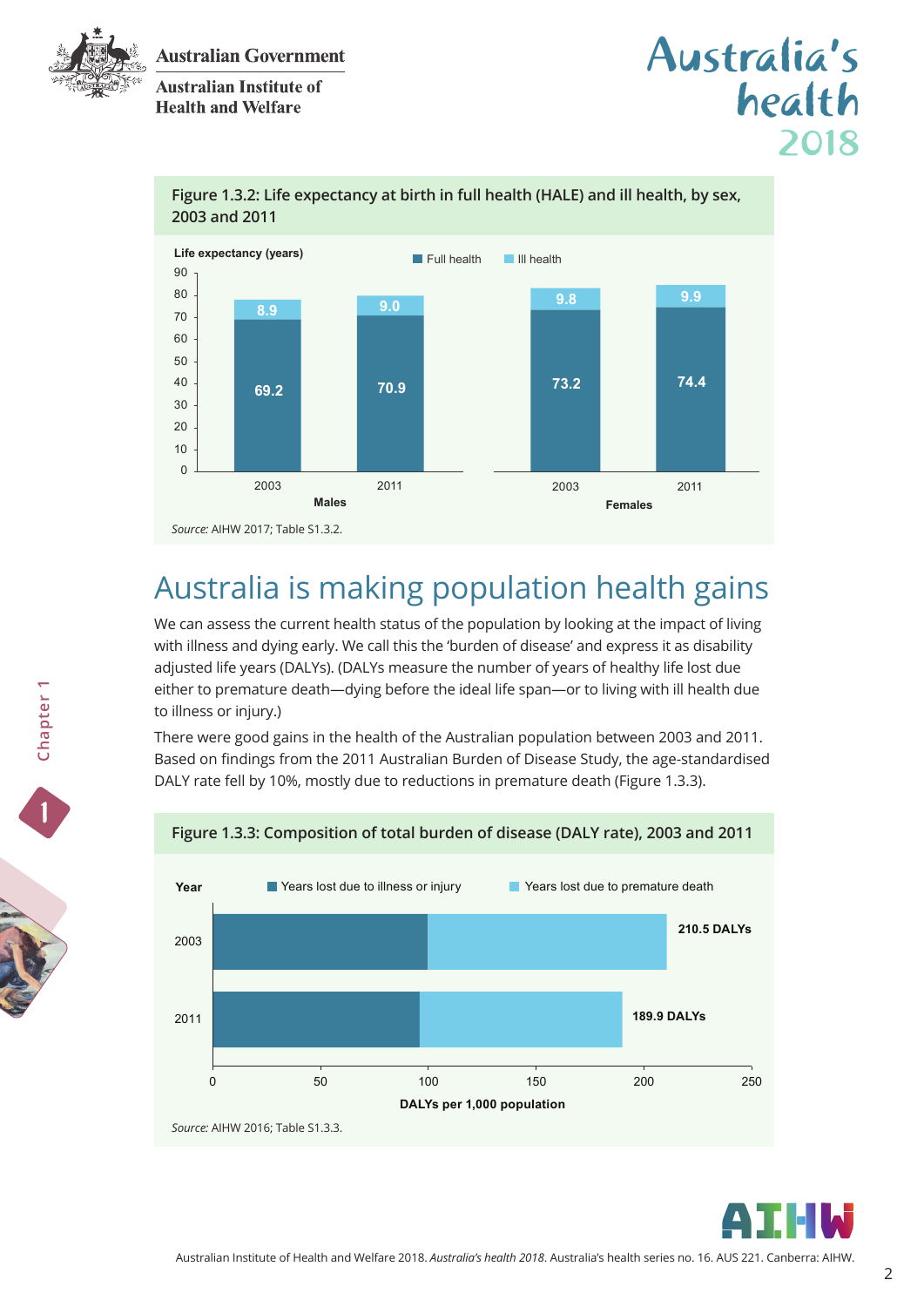Figure 1.3.2: Life expectancy at birth in full health (HALE) and ill health, by sex, 2003 and 2011

| Sex | Year | Full health | Ill health |
|---|---|---|---|
| Males | 2003 | 69.2 | 8.9 |
| Males | 2011 | 70.9 | 9.0 |
| Females | 2003 | 73.2 | 9.8 |
| Females | 2011 | 74.4 | 9.9 |

*Source:* AIHW 2017; Table S1.3.2.

## Australia is making population health gains

We can assess the current health status of the population by looking at the impact of living with illness and dying early. We call this the 'burden of disease' and express it as disability adjusted life years (DALYs). (DALYs measure the number of years of healthy life lost due either to premature death—dying before the ideal life span—or to living with ill health due to illness or injury.)

There were good gains in the health of the Australian population between 2003 and 2011. Based on findings from the 2011 Australian Burden of Disease Study, the age-standardised DALY rate fell by 10%, mostly due to reductions in premature death (Figure 1.3.3).

Figure 1.3.3: Composition of total burden of disease (DALY rate), 2003 and 2011

| Year | Total (DALYs per 1,000 population) |
|---|---|
| 2003 | 210.5 DALYs |
| 2011 | 189.9 DALYs |

*Source:* AIHW 2016; Table S1.3.3.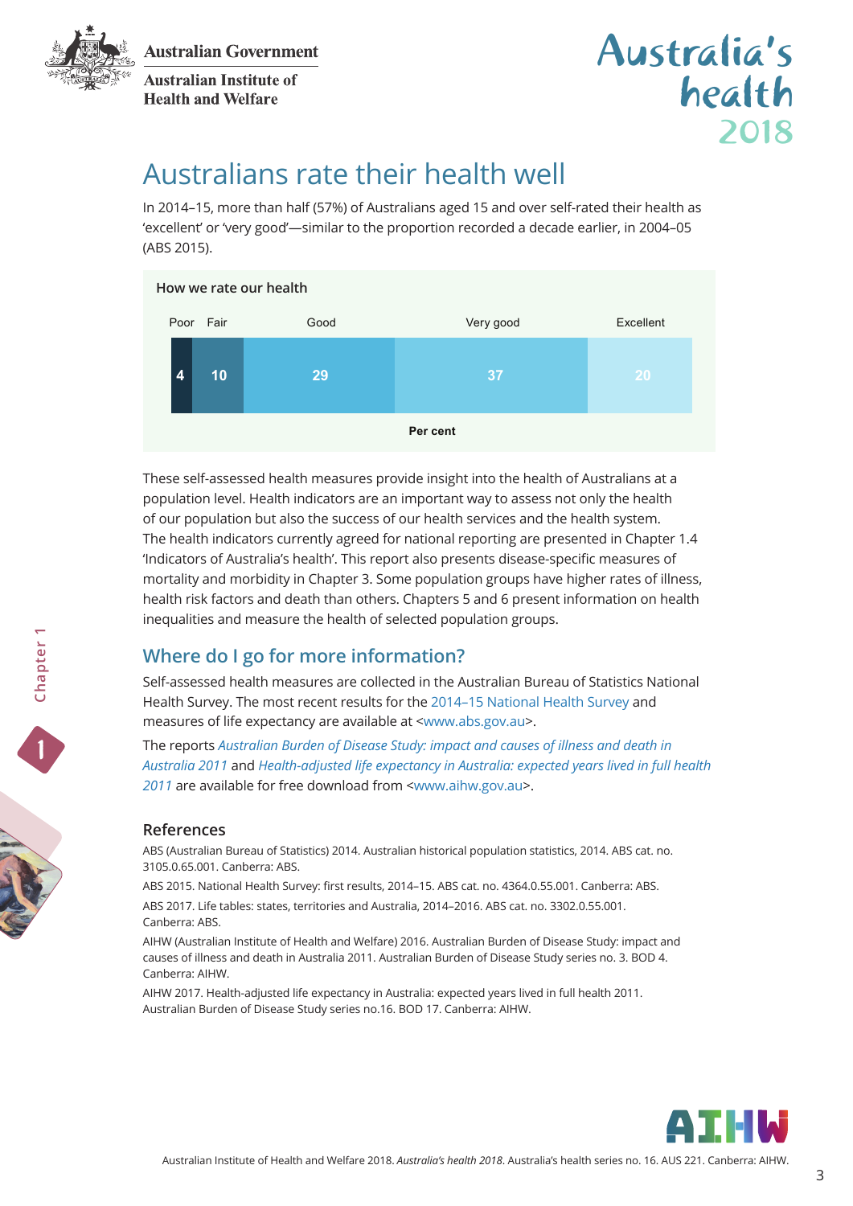# Australians rate their health well

In 2014–15, more than half (57%) of Australians aged 15 and over self-rated their health as 'excellent' or 'very good'—similar to the proportion recorded a decade earlier, in 2004–05 (ABS 2015).

How we rate our health

Poor Fair Good Very good Excellent

4 10 29 37 20

Per cent

These self-assessed health measures provide insight into the health of Australians at a population level. Health indicators are an important way to assess not only the health of our population but also the success of our health services and the health system. The health indicators currently agreed for national reporting are presented in Chapter 1.4 'Indicators of Australia's health'. This report also presents disease-specific measures of mortality and morbidity in Chapter 3. Some population groups have higher rates of illness, health risk factors and death than others. Chapters 5 and 6 present information on health inequalities and measure the health of selected population groups.

## Where do I go for more information?

Self-assessed health measures are collected in the Australian Bureau of Statistics National Health Survey. The most recent results for the 2014–15 National Health Survey and measures of life expectancy are available at <www.abs.gov.au>.

The reports *Australian Burden of Disease Study: impact and causes of illness and death in Australia 2011* and *Health-adjusted life expectancy in Australia: expected years lived in full health 2011* are available for free download from <www.aihw.gov.au>.

### References

ABS (Australian Bureau of Statistics) 2014. Australian historical population statistics, 2014. ABS cat. no. 3105.0.65.001. Canberra: ABS.

ABS 2015. National Health Survey: first results, 2014–15. ABS cat. no. 4364.0.55.001. Canberra: ABS.

ABS 2017. Life tables: states, territories and Australia, 2014–2016. ABS cat. no. 3302.0.55.001. Canberra: ABS.

AIHW (Australian Institute of Health and Welfare) 2016. Australian Burden of Disease Study: impact and causes of illness and death in Australia 2011. Australian Burden of Disease Study series no. 3. BOD 4. Canberra: AIHW.

AIHW 2017. Health-adjusted life expectancy in Australia: expected years lived in full health 2011. Australian Burden of Disease Study series no.16. BOD 17. Canberra: AIHW.

Australian Institute of Health and Welfare 2018. *Australia's health 2018*. Australia's health series no. 16. AUS 221. Canberra: AIHW.